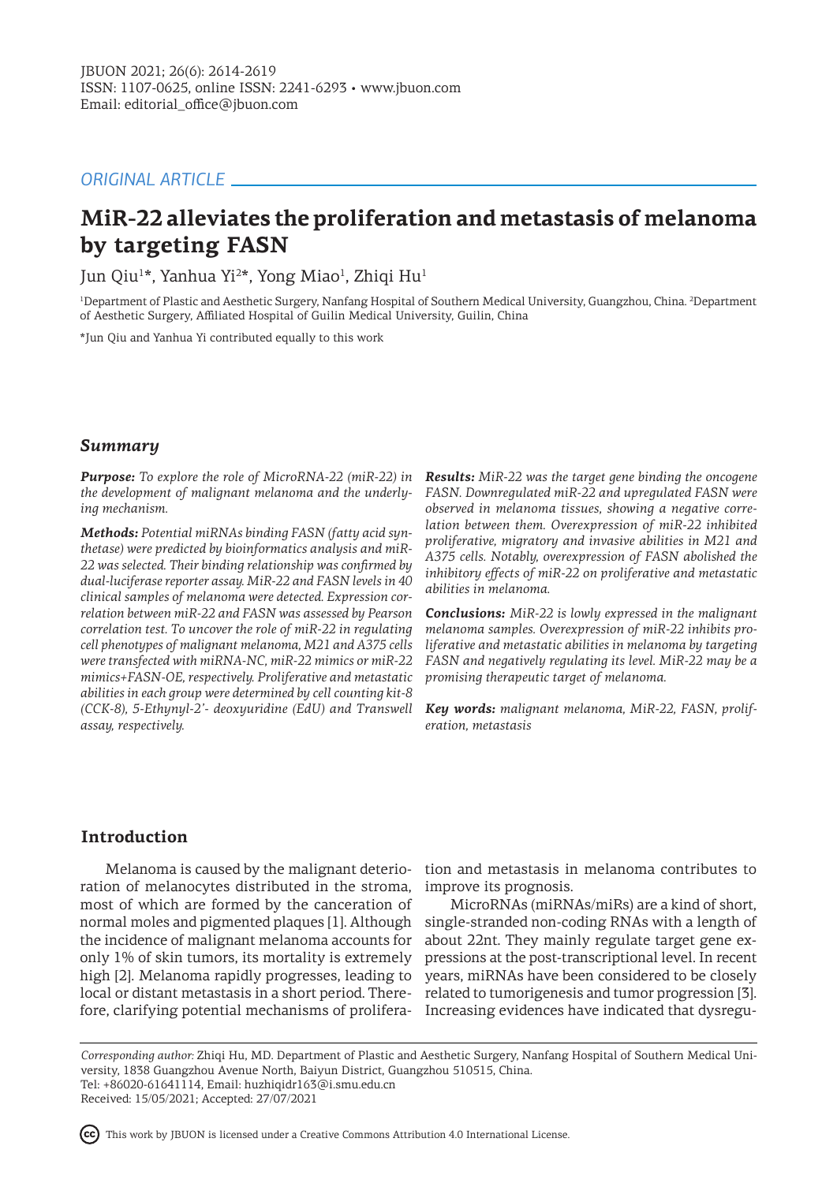*ORIGINAL ARTICLE*

# MiR-22 alleviates the proliferation and metastasis of melanoma by targeting FASN

Jun Qiu[1]*, Yanhua Yi[2]*, Yong Miao[1], Zhiqi Hu[1]

[1]Department of Plastic and Aesthetic Surgery, Nanfang Hospital of Southern Medical University, Guangzhou, China. [2]Department of Aesthetic Surgery, Affiliated Hospital of Guilin Medical University, Guilin, China

*Jun Qiu and Yanhua Yi contributed equally to this work

## *Summary*

***Purpose:*** *To explore the role of MicroRNA-22 (miR-22) in the development of malignant melanoma and the underlying mechanism.*

***Methods:*** *Potential miRNAs binding FASN (fatty acid synthetase) were predicted by bioinformatics analysis and miR-22 was selected. Their binding relationship was confirmed by dual-luciferase reporter assay. MiR-22 and FASN levels in 40 clinical samples of melanoma were detected. Expression correlation between miR-22 and FASN was assessed by Pearson correlation test. To uncover the role of miR-22 in regulating cell phenotypes of malignant melanoma, M21 and A375 cells were transfected with miRNA-NC, miR-22 mimics or miR-22 mimics+FASN-OE, respectively. Proliferative and metastatic abilities in each group were determined by cell counting kit-8 (CCK-8), 5-Ethynyl-2'- deoxyuridine (EdU) and Transwell assay, respectively.*

***Results:*** *MiR-22 was the target gene binding the oncogene FASN. Downregulated miR-22 and upregulated FASN were observed in melanoma tissues, showing a negative correlation between them. Overexpression of miR-22 inhibited proliferative, migratory and invasive abilities in M21 and A375 cells. Notably, overexpression of FASN abolished the inhibitory effects of miR-22 on proliferative and metastatic abilities in melanoma.*

***Conclusions:*** *MiR-22 is lowly expressed in the malignant melanoma samples. Overexpression of miR-22 inhibits proliferative and metastatic abilities in melanoma by targeting FASN and negatively regulating its level. MiR-22 may be a promising therapeutic target of melanoma.*

***Key words:*** *malignant melanoma, MiR-22, FASN, proliferation, metastasis*

## Introduction

Melanoma is caused by the malignant deterioration of melanocytes distributed in the stroma, most of which are formed by the canceration of normal moles and pigmented plaques [1]. Although the incidence of malignant melanoma accounts for only 1% of skin tumors, its mortality is extremely high [2]. Melanoma rapidly progresses, leading to local or distant metastasis in a short period. Therefore, clarifying potential mechanisms of proliferation and metastasis in melanoma contributes to improve its prognosis.

MicroRNAs (miRNAs/miRs) are a kind of short, single-stranded non-coding RNAs with a length of about 22nt. They mainly regulate target gene expressions at the post-transcriptional level. In recent years, miRNAs have been considered to be closely related to tumorigenesis and tumor progression [3]. Increasing evidences have indicated that dysregu-

*Corresponding author:* Zhiqi Hu, MD. Department of Plastic and Aesthetic Surgery, Nanfang Hospital of Southern Medical University, 1838 Guangzhou Avenue North, Baiyun District, Guangzhou 510515, China.
Tel: +86020-61641114, Email: huzhiqidr163@i.smu.edu.cn
Received: 15/05/2021; Accepted: 27/07/2021

This work by JBUON is licensed under a Creative Commons Attribution 4.0 International License.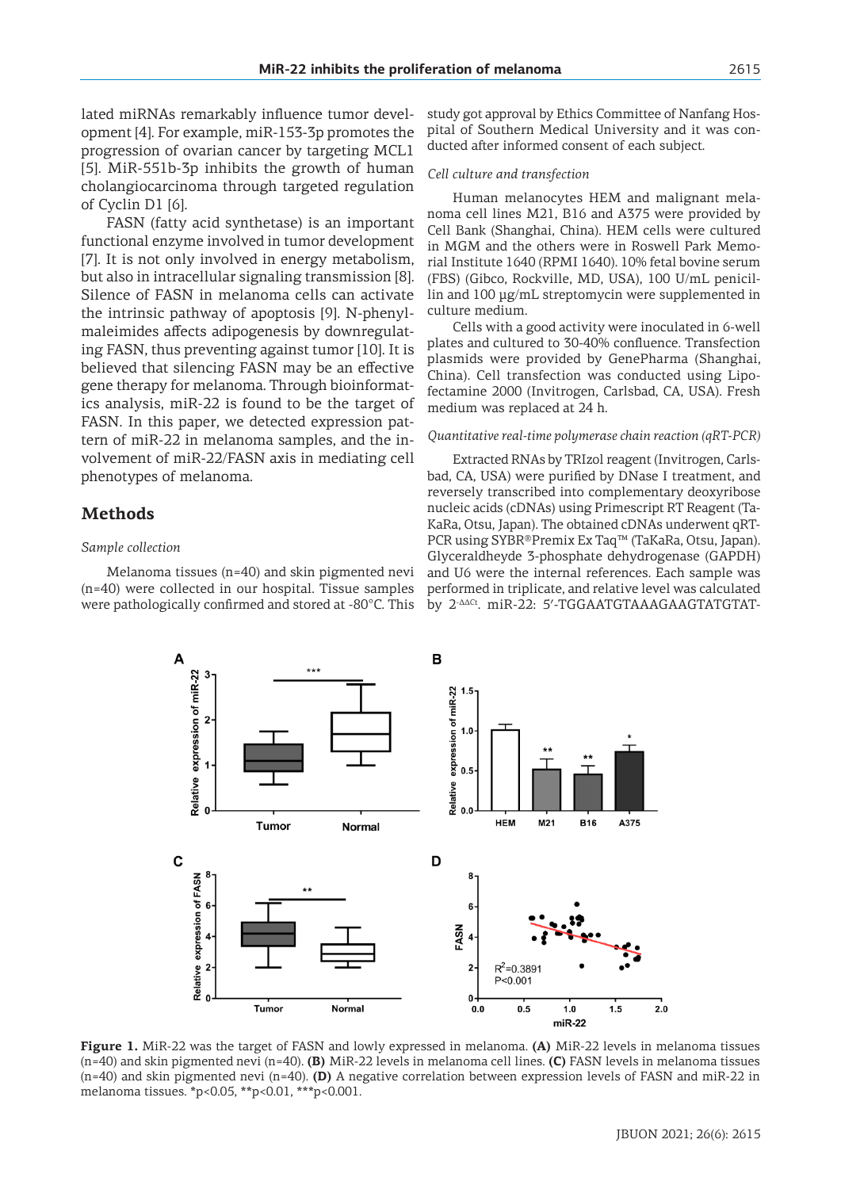lated miRNAs remarkably influence tumor development [4]. For example, miR-153-3p promotes the progression of ovarian cancer by targeting MCL1 [5]. MiR-551b-3p inhibits the growth of human cholangiocarcinoma through targeted regulation of Cyclin D1 [6].

FASN (fatty acid synthetase) is an important functional enzyme involved in tumor development [7]. It is not only involved in energy metabolism, but also in intracellular signaling transmission [8]. Silence of FASN in melanoma cells can activate the intrinsic pathway of apoptosis [9]. N-phenylmaleimides affects adipogenesis by downregulating FASN, thus preventing against tumor [10]. It is believed that silencing FASN may be an effective gene therapy for melanoma. Through bioinformatics analysis, miR-22 is found to be the target of FASN. In this paper, we detected expression pattern of miR-22 in melanoma samples, and the involvement of miR-22/FASN axis in mediating cell phenotypes of melanoma.

## Methods

### *Sample collection*

Melanoma tissues (n=40) and skin pigmented nevi (n=40) were collected in our hospital. Tissue samples were pathologically confirmed and stored at -80°C. This study got approval by Ethics Committee of Nanfang Hospital of Southern Medical University and it was conducted after informed consent of each subject.

### *Cell culture and transfection*

Human melanocytes HEM and malignant melanoma cell lines M21, B16 and A375 were provided by Cell Bank (Shanghai, China). HEM cells were cultured in MGM and the others were in Roswell Park Memorial Institute 1640 (RPMI 1640). 10% fetal bovine serum (FBS) (Gibco, Rockville, MD, USA), 100 U/mL penicillin and 100 μg/mL streptomycin were supplemented in culture medium.

Cells with a good activity were inoculated in 6-well plates and cultured to 30-40% confluence. Transfection plasmids were provided by GenePharma (Shanghai, China). Cell transfection was conducted using Lipofectamine 2000 (Invitrogen, Carlsbad, CA, USA). Fresh medium was replaced at 24 h.

### *Quantitative real-time polymerase chain reaction (qRT-PCR)*

Extracted RNAs by TRIzol reagent (Invitrogen, Carlsbad, CA, USA) were purified by DNase I treatment, and reversely transcribed into complementary deoxyribose nucleic acids (cDNAs) using Primescript RT Reagent (TaKaRa, Otsu, Japan). The obtained cDNAs underwent qRT-PCR using SYBR®Premix Ex Taq™ (TaKaRa, Otsu, Japan). Glyceraldheyde 3-phosphate dehydrogenase (GAPDH) and U6 were the internal references. Each sample was performed in triplicate, and relative level was calculated by $2^{-\Delta\Delta Ct}$. miR-22: 5'-TGGAATGTAAAGAAGTATGTAT-

**Figure 1.** MiR-22 was the target of FASN and lowly expressed in melanoma. **(A)** MiR-22 levels in melanoma tissues (n=40) and skin pigmented nevi (n=40). **(B)** MiR-22 levels in melanoma cell lines. **(C)** FASN levels in melanoma tissues (n=40) and skin pigmented nevi (n=40). **(D)** A negative correlation between expression levels of FASN and miR-22 in melanoma tissues. *p<0.05, **p<0.01, ***p<0.001.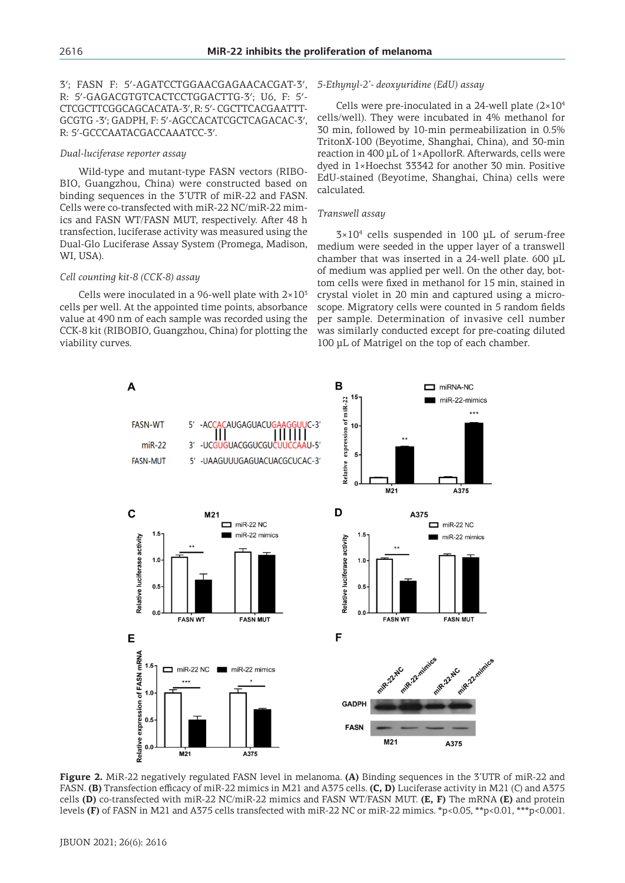3′; FASN F: 5′-AGATCCTGGAACGAGAACACGAT-3′, R: 5′-GAGACGTGTCACTCCTGGACTTG-3′; U6, F: 5′-CTCGCTTCGGCAGCACATA-3′, R: 5′- CGCTTCACGAATTTGCGTG -3′; GADPH, F: 5′-AGCCACATCGCTCAGACAC-3′, R: 5′-GCCCAATACGACCAAATCC-3′.

*Dual-luciferase reporter assay*

Wild-type and mutant-type FASN vectors (RIBOBIO, Guangzhou, China) were constructed based on binding sequences in the 3′UTR of miR-22 and FASN. Cells were co-transfected with miR-22 NC/miR-22 mimics and FASN WT/FASN MUT, respectively. After 48 h transfection, luciferase activity was measured using the Dual-Glo Luciferase Assay System (Promega, Madison, WI, USA).

*Cell counting kit-8 (CCK-8) assay*

Cells were inoculated in a 96-well plate with $2\times10^3$ cells per well. At the appointed time points, absorbance value at 490 nm of each sample was recorded using the CCK-8 kit (RIBOBIO, Guangzhou, China) for plotting the viability curves.

*5-Ethynyl-2′- deoxyuridine (EdU) assay*

Cells were pre-inoculated in a 24-well plate ($2\times10^4$ cells/well). They were incubated in 4% methanol for 30 min, followed by 10-min permeabilization in 0.5% TritonX-100 (Beyotime, Shanghai, China), and 30-min reaction in 400 μL of 1×ApollorR. Afterwards, cells were dyed in 1×Hoechst 33342 for another 30 min. Positive EdU-stained (Beyotime, Shanghai, China) cells were calculated.

*Transwell assay*

$3\times10^4$ cells suspended in 100 μL of serum-free medium were seeded in the upper layer of a transwell chamber that was inserted in a 24-well plate. 600 μL of medium was applied per well. On the other day, bottom cells were fixed in methanol for 15 min, stained in crystal violet in 20 min and captured using a microscope. Migratory cells were counted in 5 random fields per sample. Determination of invasive cell number was similarly conducted except for pre-coating diluted 100 μL of Matrigel on the top of each chamber.

**Figure 2.** MiR-22 negatively regulated FASN level in melanoma. **(A)** Binding sequences in the 3′UTR of miR-22 and FASN. **(B)** Transfection efficacy of miR-22 mimics in M21 and A375 cells. **(C, D)** Luciferase activity in M21 (C) and A375 cells **(D)** co-transfected with miR-22 NC/miR-22 mimics and FASN WT/FASN MUT. **(E, F)** The mRNA **(E)** and protein levels **(F)** of FASN in M21 and A375 cells transfected with miR-22 NC or miR-22 mimics. *p<0.05, **p<0.01, ***p<0.001.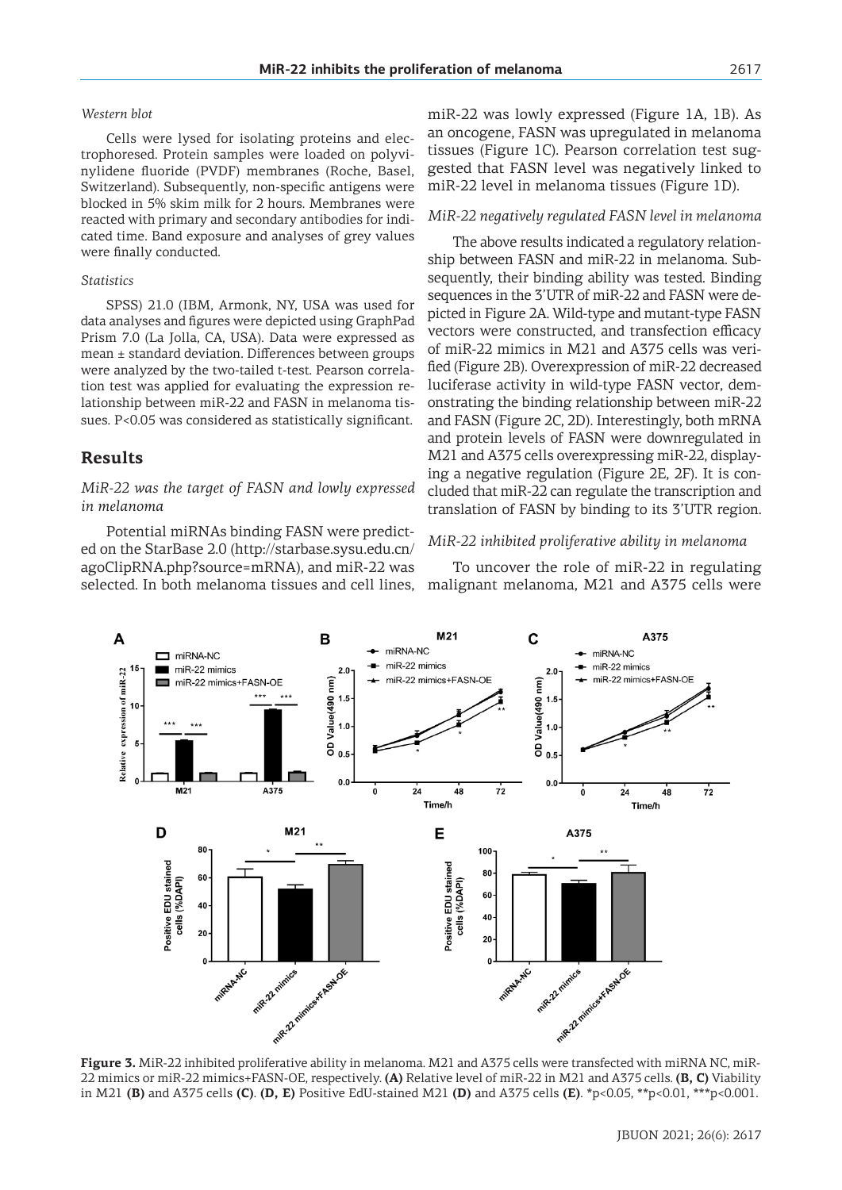*Western blot*

Cells were lysed for isolating proteins and electrophoresed. Protein samples were loaded on polyvinylidene fluoride (PVDF) membranes (Roche, Basel, Switzerland). Subsequently, non-specific antigens were blocked in 5% skim milk for 2 hours. Membranes were reacted with primary and secondary antibodies for indicated time. Band exposure and analyses of grey values were finally conducted.

*Statistics*

SPSS) 21.0 (IBM, Armonk, NY, USA was used for data analyses and figures were depicted using GraphPad Prism 7.0 (La Jolla, CA, USA). Data were expressed as mean ± standard deviation. Differences between groups were analyzed by the two-tailed t-test. Pearson correlation test was applied for evaluating the expression relationship between miR-22 and FASN in melanoma tissues. P<0.05 was considered as statistically significant.

## Results

*MiR-22 was the target of FASN and lowly expressed in melanoma*

Potential miRNAs binding FASN were predicted on the StarBase 2.0 (http://starbase.sysu.edu.cn/agoClipRNA.php?source=mRNA), and miR-22 was selected. In both melanoma tissues and cell lines, miR-22 was lowly expressed (Figure 1A, 1B). As an oncogene, FASN was upregulated in melanoma tissues (Figure 1C). Pearson correlation test suggested that FASN level was negatively linked to miR-22 level in melanoma tissues (Figure 1D).

*MiR-22 negatively regulated FASN level in melanoma*

The above results indicated a regulatory relationship between FASN and miR-22 in melanoma. Subsequently, their binding ability was tested. Binding sequences in the 3'UTR of miR-22 and FASN were depicted in Figure 2A. Wild-type and mutant-type FASN vectors were constructed, and transfection efficacy of miR-22 mimics in M21 and A375 cells was verified (Figure 2B). Overexpression of miR-22 decreased luciferase activity in wild-type FASN vector, demonstrating the binding relationship between miR-22 and FASN (Figure 2C, 2D). Interestingly, both mRNA and protein levels of FASN were downregulated in M21 and A375 cells overexpressing miR-22, displaying a negative regulation (Figure 2E, 2F). It is concluded that miR-22 can regulate the transcription and translation of FASN by binding to its 3'UTR region.

*MiR-22 inhibited proliferative ability in melanoma*

To uncover the role of miR-22 in regulating malignant melanoma, M21 and A375 cells were

**Figure 3.** MiR-22 inhibited proliferative ability in melanoma. M21 and A375 cells were transfected with miRNA NC, miR-22 mimics or miR-22 mimics+FASN-OE, respectively. **(A)** Relative level of miR-22 in M21 and A375 cells. **(B, C)** Viability in M21 **(B)** and A375 cells **(C)**. **(D, E)** Positive EdU-stained M21 **(D)** and A375 cells **(E)**. *p<0.05, **p<0.01, ***p<0.001.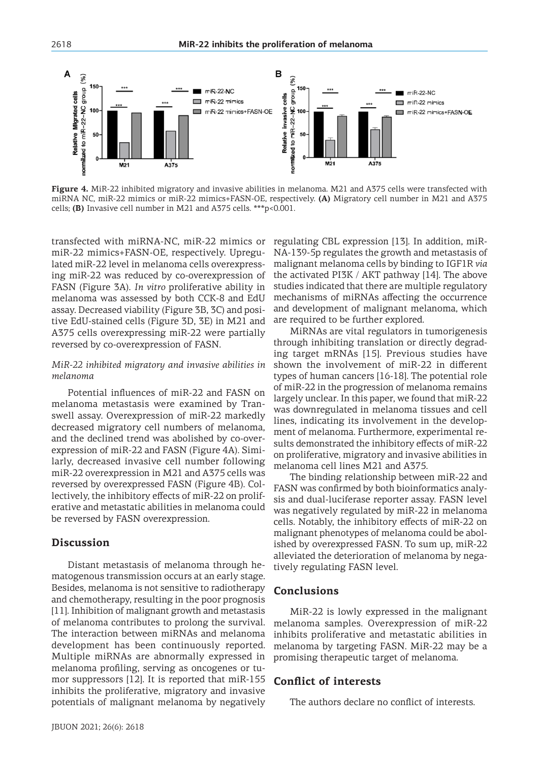**Figure 4.** MiR-22 inhibited migratory and invasive abilities in melanoma. M21 and A375 cells were transfected with miRNA NC, miR-22 mimics or miR-22 mimics+FASN-OE, respectively. **(A)** Migratory cell number in M21 and A375 cells; **(B)** Invasive cell number in M21 and A375 cells. ***p<0.001.

transfected with miRNA-NC, miR-22 mimics or miR-22 mimics+FASN-OE, respectively. Upregulated miR-22 level in melanoma cells overexpressing miR-22 was reduced by co-overexpression of FASN (Figure 3A). *In vitro* proliferative ability in melanoma was assessed by both CCK-8 and EdU assay. Decreased viability (Figure 3B, 3C) and positive EdU-stained cells (Figure 3D, 3E) in M21 and A375 cells overexpressing miR-22 were partially reversed by co-overexpression of FASN.

### *MiR-22 inhibited migratory and invasive abilities in melanoma*

Potential influences of miR-22 and FASN on melanoma metastasis were examined by Transwell assay. Overexpression of miR-22 markedly decreased migratory cell numbers of melanoma, and the declined trend was abolished by co-overexpression of miR-22 and FASN (Figure 4A). Similarly, decreased invasive cell number following miR-22 overexpression in M21 and A375 cells was reversed by overexpressed FASN (Figure 4B). Collectively, the inhibitory effects of miR-22 on proliferative and metastatic abilities in melanoma could be reversed by FASN overexpression.

## Discussion

Distant metastasis of melanoma through hematogenous transmission occurs at an early stage. Besides, melanoma is not sensitive to radiotherapy and chemotherapy, resulting in the poor prognosis [11]. Inhibition of malignant growth and metastasis of melanoma contributes to prolong the survival. The interaction between miRNAs and melanoma development has been continuously reported. Multiple miRNAs are abnormally expressed in melanoma profiling, serving as oncogenes or tumor suppressors [12]. It is reported that miR-155 inhibits the proliferative, migratory and invasive potentials of malignant melanoma by negatively regulating CBL expression [13]. In addition, miRNA-139-5p regulates the growth and metastasis of malignant melanoma cells by binding to IGF1R *via* the activated PI3K / AKT pathway [14]. The above studies indicated that there are multiple regulatory mechanisms of miRNAs affecting the occurrence and development of malignant melanoma, which are required to be further explored.

MiRNAs are vital regulators in tumorigenesis through inhibiting translation or directly degrading target mRNAs [15]. Previous studies have shown the involvement of miR-22 in different types of human cancers [16-18]. The potential role of miR-22 in the progression of melanoma remains largely unclear. In this paper, we found that miR-22 was downregulated in melanoma tissues and cell lines, indicating its involvement in the development of melanoma. Furthermore, experimental results demonstrated the inhibitory effects of miR-22 on proliferative, migratory and invasive abilities in melanoma cell lines M21 and A375.

The binding relationship between miR-22 and FASN was confirmed by both bioinformatics analysis and dual-luciferase reporter assay. FASN level was negatively regulated by miR-22 in melanoma cells. Notably, the inhibitory effects of miR-22 on malignant phenotypes of melanoma could be abolished by overexpressed FASN. To sum up, miR-22 alleviated the deterioration of melanoma by negatively regulating FASN level.

## Conclusions

MiR-22 is lowly expressed in the malignant melanoma samples. Overexpression of miR-22 inhibits proliferative and metastatic abilities in melanoma by targeting FASN. MiR-22 may be a promising therapeutic target of melanoma.

## Conflict of interests

The authors declare no conflict of interests.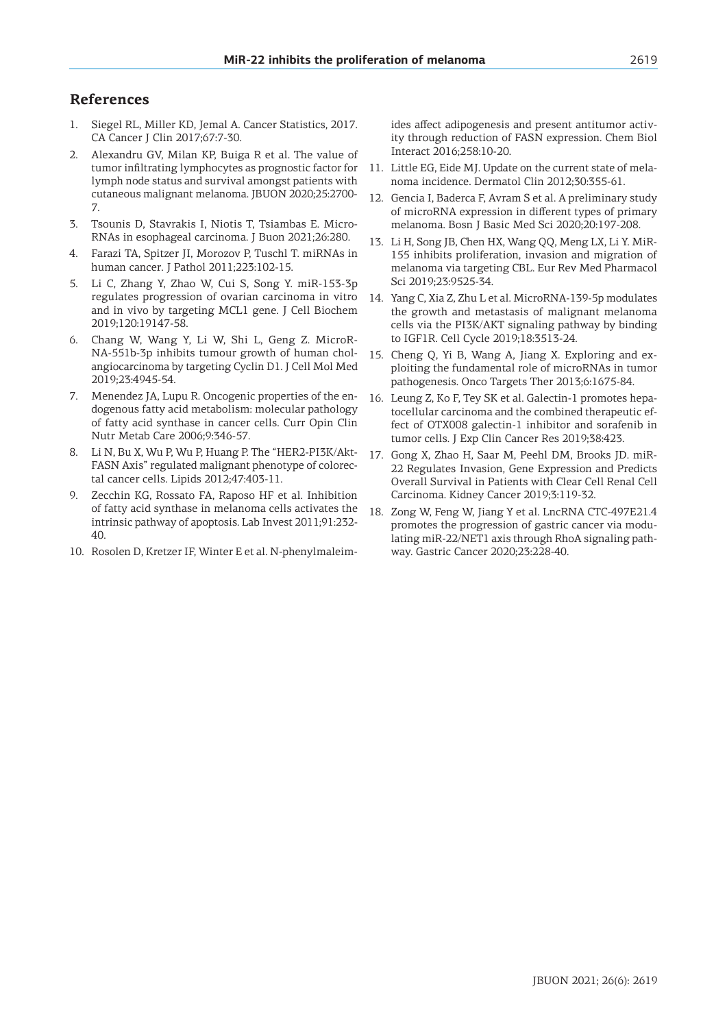## References

1. Siegel RL, Miller KD, Jemal A. Cancer Statistics, 2017. CA Cancer J Clin 2017;67:7-30.
2. Alexandru GV, Milan KP, Buiga R et al. The value of tumor infiltrating lymphocytes as prognostic factor for lymph node status and survival amongst patients with cutaneous malignant melanoma. JBUON 2020;25:2700-7.
3. Tsounis D, Stavrakis I, Niotis T, Tsiambas E. MicroRNAs in esophageal carcinoma. J Buon 2021;26:280.
4. Farazi TA, Spitzer JI, Morozov P, Tuschl T. miRNAs in human cancer. J Pathol 2011;223:102-15.
5. Li C, Zhang Y, Zhao W, Cui S, Song Y. miR-153-3p regulates progression of ovarian carcinoma in vitro and in vivo by targeting MCL1 gene. J Cell Biochem 2019;120:19147-58.
6. Chang W, Wang Y, Li W, Shi L, Geng Z. MicroRNA-551b-3p inhibits tumour growth of human cholangiocarcinoma by targeting Cyclin D1. J Cell Mol Med 2019;23:4945-54.
7. Menendez JA, Lupu R. Oncogenic properties of the endogenous fatty acid metabolism: molecular pathology of fatty acid synthase in cancer cells. Curr Opin Clin Nutr Metab Care 2006;9:346-57.
8. Li N, Bu X, Wu P, Wu P, Huang P. The "HER2-PI3K/Akt-FASN Axis" regulated malignant phenotype of colorectal cancer cells. Lipids 2012;47:403-11.
9. Zecchin KG, Rossato FA, Raposo HF et al. Inhibition of fatty acid synthase in melanoma cells activates the intrinsic pathway of apoptosis. Lab Invest 2011;91:232-40.
10. Rosolen D, Kretzer IF, Winter E et al. N-phenylmaleimides affect adipogenesis and present antitumor activity through reduction of FASN expression. Chem Biol Interact 2016;258:10-20.
11. Little EG, Eide MJ. Update on the current state of melanoma incidence. Dermatol Clin 2012;30:355-61.
12. Gencia I, Baderca F, Avram S et al. A preliminary study of microRNA expression in different types of primary melanoma. Bosn J Basic Med Sci 2020;20:197-208.
13. Li H, Song JB, Chen HX, Wang QQ, Meng LX, Li Y. MiR-155 inhibits proliferation, invasion and migration of melanoma via targeting CBL. Eur Rev Med Pharmacol Sci 2019;23:9525-34.
14. Yang C, Xia Z, Zhu L et al. MicroRNA-139-5p modulates the growth and metastasis of malignant melanoma cells via the PI3K/AKT signaling pathway by binding to IGF1R. Cell Cycle 2019;18:3513-24.
15. Cheng Q, Yi B, Wang A, Jiang X. Exploring and exploiting the fundamental role of microRNAs in tumor pathogenesis. Onco Targets Ther 2013;6:1675-84.
16. Leung Z, Ko F, Tey SK et al. Galectin-1 promotes hepatocellular carcinoma and the combined therapeutic effect of OTX008 galectin-1 inhibitor and sorafenib in tumor cells. J Exp Clin Cancer Res 2019;38:423.
17. Gong X, Zhao H, Saar M, Peehl DM, Brooks JD. miR-22 Regulates Invasion, Gene Expression and Predicts Overall Survival in Patients with Clear Cell Renal Cell Carcinoma. Kidney Cancer 2019;3:119-32.
18. Zong W, Feng W, Jiang Y et al. LncRNA CTC-497E21.4 promotes the progression of gastric cancer via modulating miR-22/NET1 axis through RhoA signaling pathway. Gastric Cancer 2020;23:228-40.